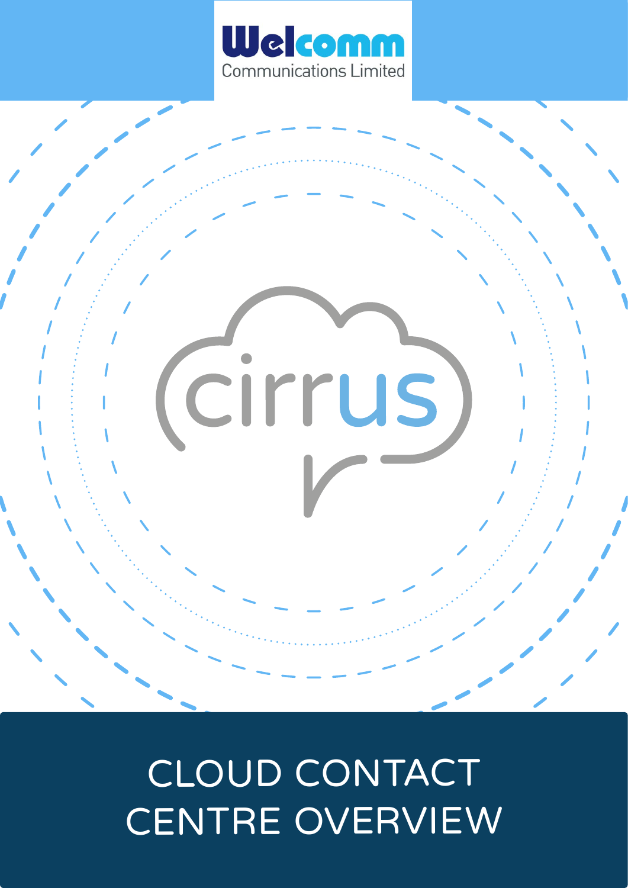Welcomm

Communications Limited

cirrus

# CLOUD CONTACT CENTRE OVERVIEW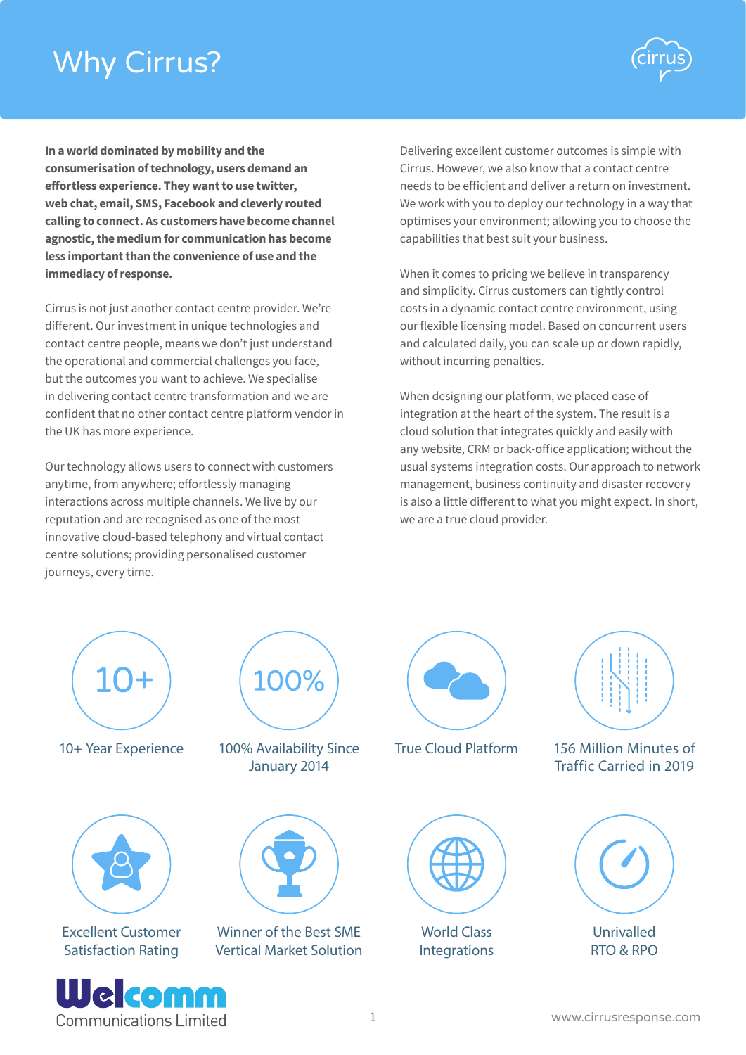# Why Cirrus?

**In a world dominated by mobility and the consumerisation of technology, users demand an effortless experience. They want to use twitter, web chat, email, SMS, Facebook and cleverly routed calling to connect. As customers have become channel agnostic, the medium for communication has become less important than the convenience of use and the immediacy of response.**

Cirrus is not just another contact centre provider. We're different. Our investment in unique technologies and contact centre people, means we don't just understand the operational and commercial challenges you face, but the outcomes you want to achieve. We specialise in delivering contact centre transformation and we are confident that no other contact centre platform vendor in the UK has more experience.

Our technology allows users to connect with customers anytime, from anywhere; effortlessly managing interactions across multiple channels. We live by our reputation and are recognised as one of the most innovative cloud-based telephony and virtual contact centre solutions; providing personalised customer journeys, every time.

Delivering excellent customer outcomes is simple with Cirrus. However, we also know that a contact centre needs to be efficient and deliver a return on investment. We work with you to deploy our technology in a way that optimises your environment; allowing you to choose the capabilities that best suit your business.

When it comes to pricing we believe in transparency and simplicity. Cirrus customers can tightly control costs in a dynamic contact centre environment, using our flexible licensing model. Based on concurrent users and calculated daily, you can scale up or down rapidly, without incurring penalties.

When designing our platform, we placed ease of integration at the heart of the system. The result is a cloud solution that integrates quickly and easily with any website, CRM or back-office application; without the usual systems integration costs. Our approach to network management, business continuity and disaster recovery is also a little different to what you might expect. In short, we are a true cloud provider.

10+

10+ Year Experience

100%

100% Availability Since January 2014

True Cloud Platform

156 Million Minutes of Traffic Carried in 2019

Excellent Customer Satisfaction Rating

Winner of the Best SME Vertical Market Solution

World Class Integrations

Unrivalled RTO & RPO

Welcomm Communications Limited

www.cirrusresponse.com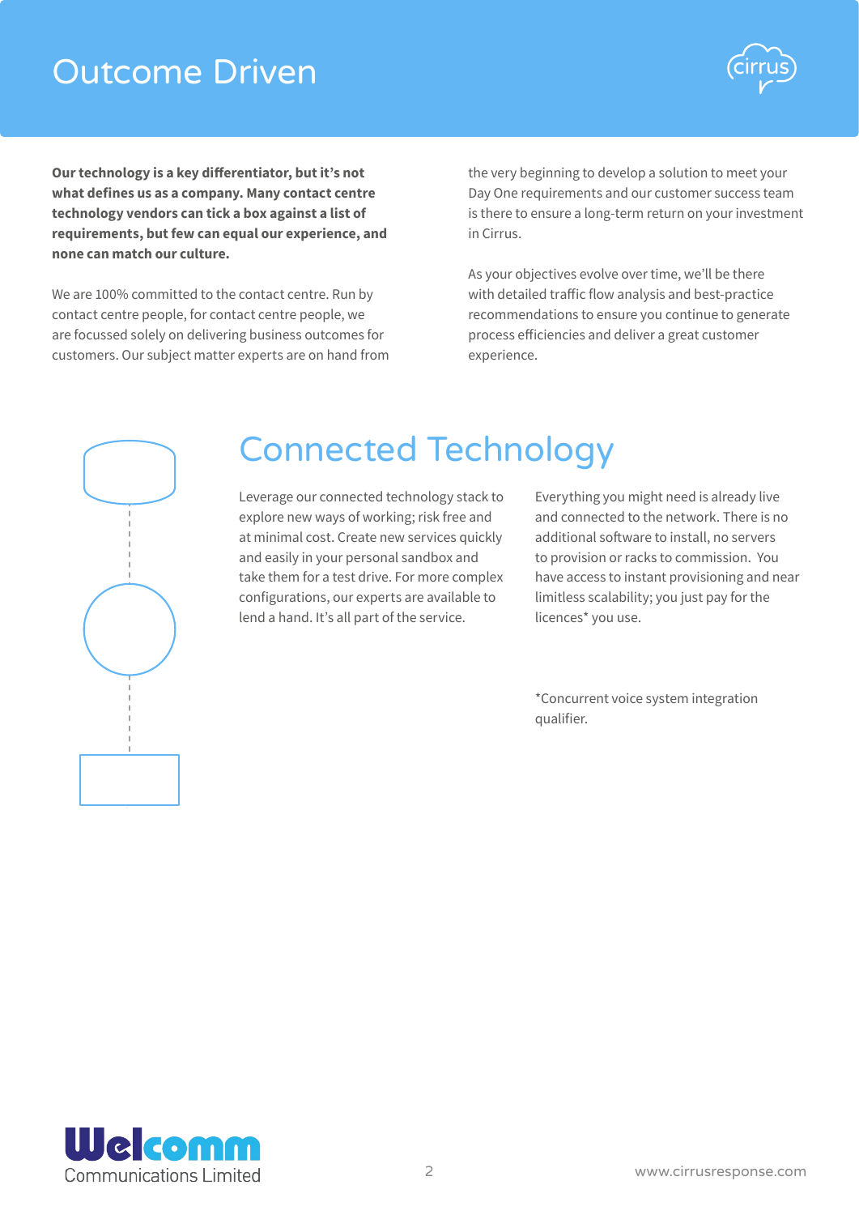# Outcome Driven

**Our technology is a key differentiator, but it's not what defines us as a company. Many contact centre technology vendors can tick a box against a list of requirements, but few can equal our experience, and none can match our culture.**

We are 100% committed to the contact centre. Run by contact centre people, for contact centre people, we are focussed solely on delivering business outcomes for customers. Our subject matter experts are on hand from the very beginning to develop a solution to meet your Day One requirements and our customer success team is there to ensure a long-term return on your investment in Cirrus.

As your objectives evolve over time, we'll be there with detailed traffic flow analysis and best-practice recommendations to ensure you continue to generate process efficiencies and deliver a great customer experience.

## Connected Technology

Leverage our connected technology stack to explore new ways of working; risk free and at minimal cost. Create new services quickly and easily in your personal sandbox and take them for a test drive. For more complex configurations, our experts are available to lend a hand. It's all part of the service.

Everything you might need is already live and connected to the network. There is no additional software to install, no servers to provision or racks to commission. You have access to instant provisioning and near limitless scalability; you just pay for the licences* you use.

*Concurrent voice system integration qualifier.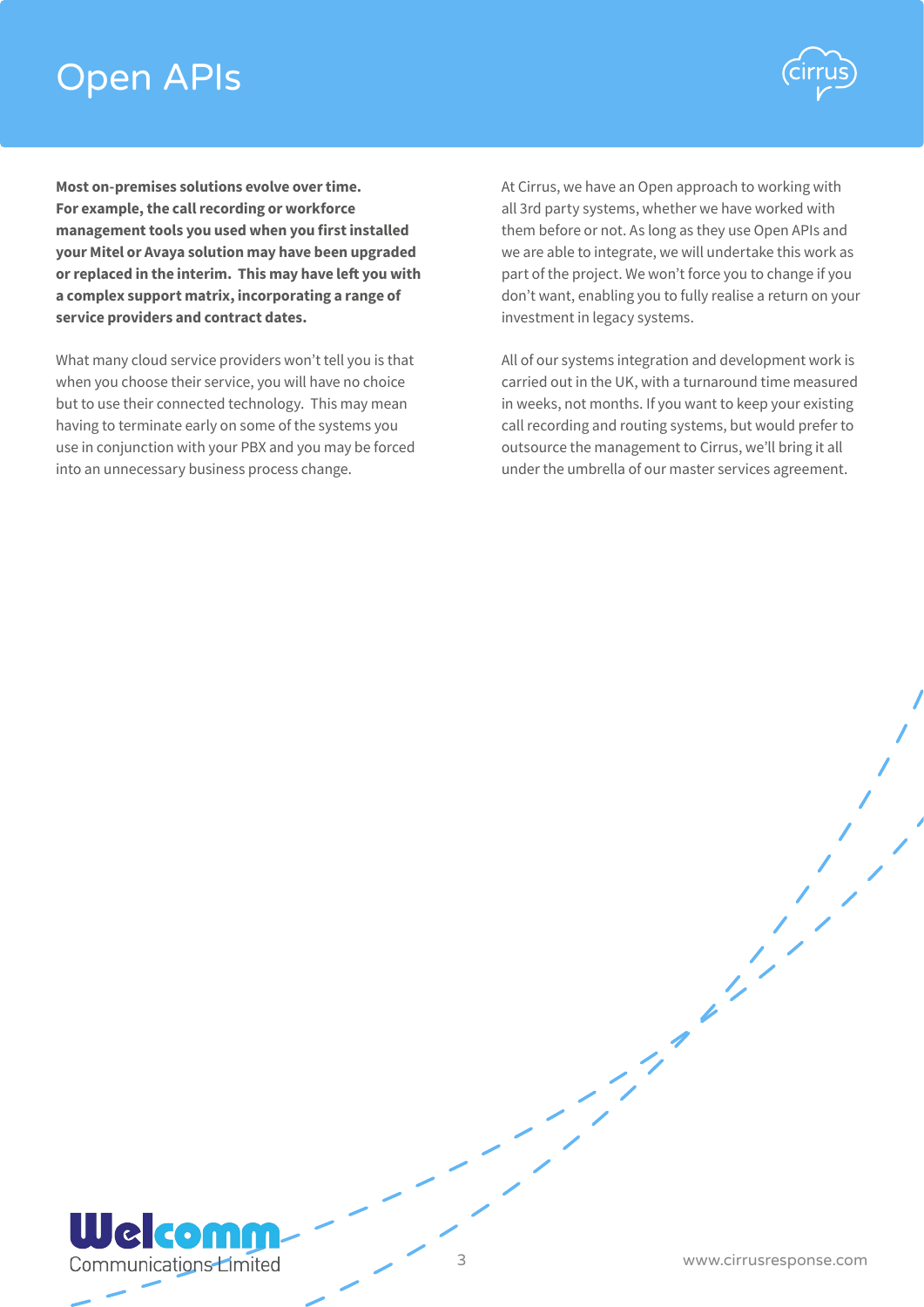# Open APIs

**Most on-premises solutions evolve over time. For example, the call recording or workforce management tools you used when you first installed your Mitel or Avaya solution may have been upgraded or replaced in the interim. This may have left you with a complex support matrix, incorporating a range of service providers and contract dates.**

What many cloud service providers won't tell you is that when you choose their service, you will have no choice but to use their connected technology. This may mean having to terminate early on some of the systems you use in conjunction with your PBX and you may be forced into an unnecessary business process change.

At Cirrus, we have an Open approach to working with all 3rd party systems, whether we have worked with them before or not. As long as they use Open APIs and we are able to integrate, we will undertake this work as part of the project. We won't force you to change if you don't want, enabling you to fully realise a return on your investment in legacy systems.

All of our systems integration and development work is carried out in the UK, with a turnaround time measured in weeks, not months. If you want to keep your existing call recording and routing systems, but would prefer to outsource the management to Cirrus, we'll bring it all under the umbrella of our master services agreement.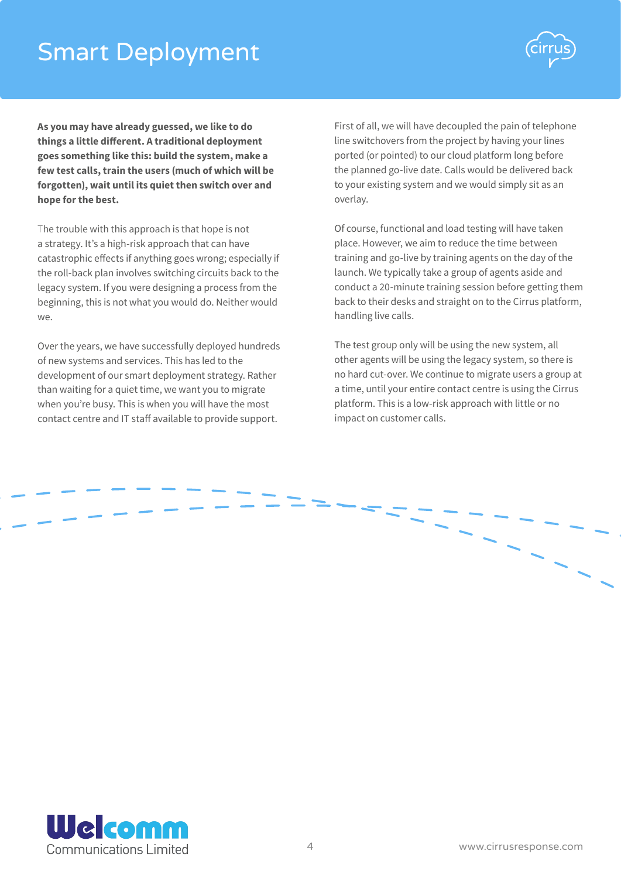# Smart Deployment

**As you may have already guessed, we like to do things a little different. A traditional deployment goes something like this: build the system, make a few test calls, train the users (much of which will be forgotten), wait until its quiet then switch over and hope for the best.**

The trouble with this approach is that hope is not a strategy. It's a high-risk approach that can have catastrophic effects if anything goes wrong; especially if the roll-back plan involves switching circuits back to the legacy system. If you were designing a process from the beginning, this is not what you would do. Neither would we.

Over the years, we have successfully deployed hundreds of new systems and services. This has led to the development of our smart deployment strategy. Rather than waiting for a quiet time, we want you to migrate when you're busy. This is when you will have the most contact centre and IT staff available to provide support.

First of all, we will have decoupled the pain of telephone line switchovers from the project by having your lines ported (or pointed) to our cloud platform long before the planned go-live date. Calls would be delivered back to your existing system and we would simply sit as an overlay.

Of course, functional and load testing will have taken place. However, we aim to reduce the time between training and go-live by training agents on the day of the launch. We typically take a group of agents aside and conduct a 20-minute training session before getting them back to their desks and straight on to the Cirrus platform, handling live calls.

The test group only will be using the new system, all other agents will be using the legacy system, so there is no hard cut-over. We continue to migrate users a group at a time, until your entire contact centre is using the Cirrus platform. This is a low-risk approach with little or no impact on customer calls.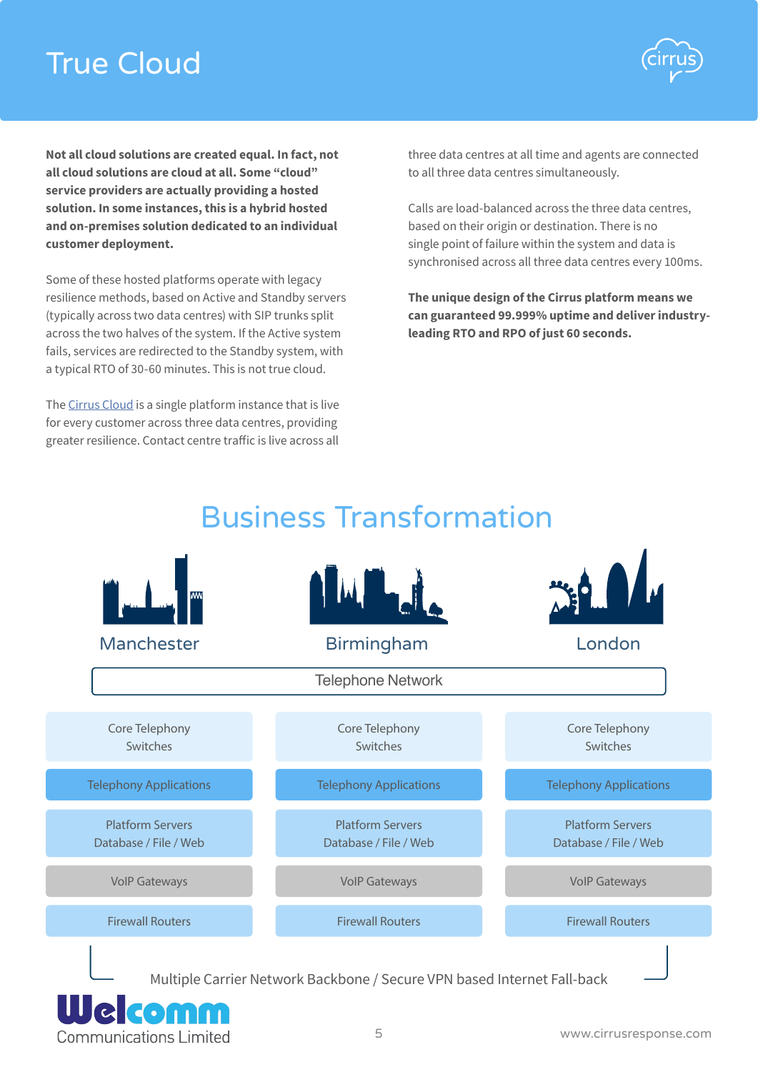# True Cloud

**Not all cloud solutions are created equal. In fact, not all cloud solutions are cloud at all. Some "cloud" service providers are actually providing a hosted solution. In some instances, this is a hybrid hosted and on-premises solution dedicated to an individual customer deployment.**

Some of these hosted platforms operate with legacy resilience methods, based on Active and Standby servers (typically across two data centres) with SIP trunks split across the two halves of the system. If the Active system fails, services are redirected to the Standby system, with a typical RTO of 30-60 minutes. This is not true cloud.

The Cirrus Cloud is a single platform instance that is live for every customer across three data centres, providing greater resilience. Contact centre traffic is live across all three data centres at all time and agents are connected to all three data centres simultaneously.

Calls are load-balanced across the three data centres, based on their origin or destination. There is no single point of failure within the system and data is synchronised across all three data centres every 100ms.

**The unique design of the Cirrus platform means we can guaranteed 99.999% uptime and deliver industry-leading RTO and RPO of just 60 seconds.**

## Business Transformation

| Manchester | Birmingham | London |
|---|---|---|
| Telephone Network | | |
| Core Telephony Switches | Core Telephony Switches | Core Telephony Switches |
| Telephony Applications | Telephony Applications | Telephony Applications |
| Platform Servers Database / File / Web | Platform Servers Database / File / Web | Platform Servers Database / File / Web |
| VoIP Gateways | VoIP Gateways | VoIP Gateways |
| Firewall Routers | Firewall Routers | Firewall Routers |

Multiple Carrier Network Backbone / Secure VPN based Internet Fall-back

Welcomm Communications Limited

www.cirrusresponse.com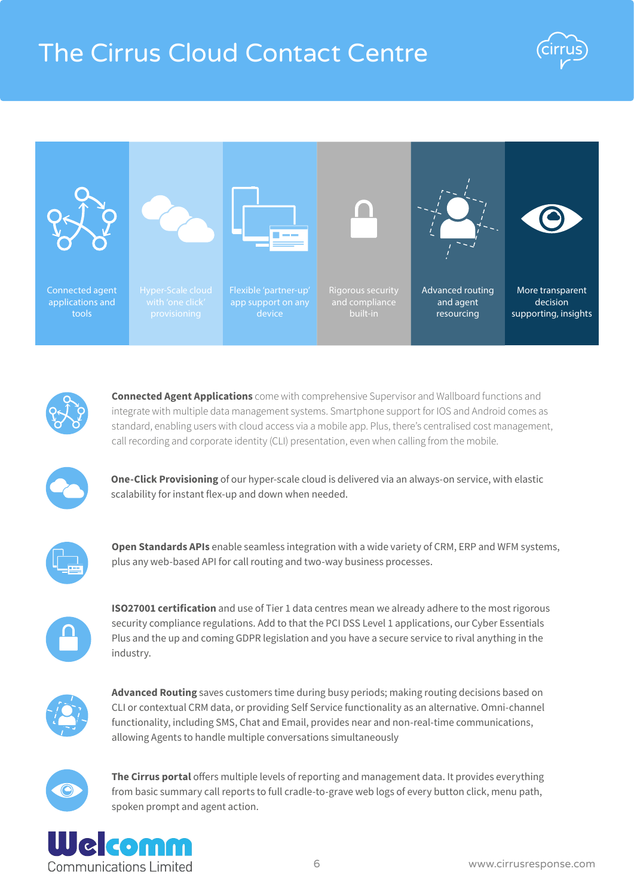# The Cirrus Cloud Contact Centre

| Connected agent applications and tools | Hyper-Scale cloud with 'one click' provisioning | Flexible 'partner-up' app support on any device | Rigorous security and compliance built-in | Advanced routing and agent resourcing | More transparent decision supporting, insights |
|---|---|---|---|---|---|

**Connected Agent Applications** come with comprehensive Supervisor and Wallboard functions and integrate with multiple data management systems. Smartphone support for IOS and Android comes as standard, enabling users with cloud access via a mobile app. Plus, there's centralised cost management, call recording and corporate identity (CLI) presentation, even when calling from the mobile.

**One-Click Provisioning** of our hyper-scale cloud is delivered via an always-on service, with elastic scalability for instant flex-up and down when needed.

**Open Standards APIs** enable seamless integration with a wide variety of CRM, ERP and WFM systems, plus any web-based API for call routing and two-way business processes.

**ISO27001 certification** and use of Tier 1 data centres mean we already adhere to the most rigorous security compliance regulations. Add to that the PCI DSS Level 1 applications, our Cyber Essentials Plus and the up and coming GDPR legislation and you have a secure service to rival anything in the industry.

**Advanced Routing** saves customers time during busy periods; making routing decisions based on CLI or contextual CRM data, or providing Self Service functionality as an alternative. Omni-channel functionality, including SMS, Chat and Email, provides near and non-real-time communications, allowing Agents to handle multiple conversations simultaneously

**The Cirrus portal** offers multiple levels of reporting and management data. It provides everything from basic summary call reports to full cradle-to-grave web logs of every button click, menu path, spoken prompt and agent action.

Welcomm Communications Limited

www.cirrusresponse.com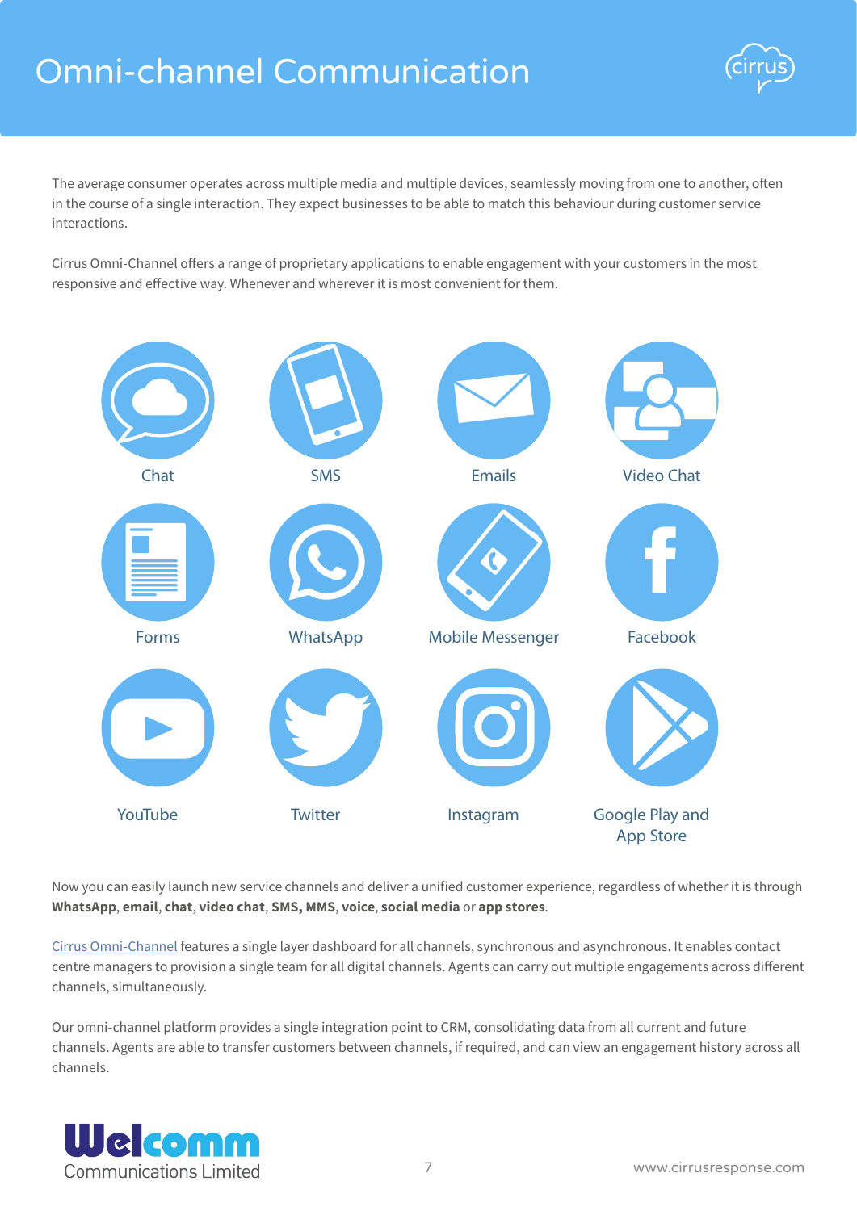# Omni-channel Communication

The average consumer operates across multiple media and multiple devices, seamlessly moving from one to another, often in the course of a single interaction. They expect businesses to be able to match this behaviour during customer service interactions.

Cirrus Omni-Channel offers a range of proprietary applications to enable engagement with your customers in the most responsive and effective way. Whenever and wherever it is most convenient for them.

Chat

SMS

Emails

Video Chat

Forms

WhatsApp

Mobile Messenger

Facebook

YouTube

Twitter

Instagram

Google Play and App Store

Now you can easily launch new service channels and deliver a unified customer experience, regardless of whether it is through **WhatsApp**, **email**, **chat**, **video chat**, **SMS, MMS**, **voice**, **social media** or **app stores**.

Cirrus Omni-Channel features a single layer dashboard for all channels, synchronous and asynchronous. It enables contact centre managers to provision a single team for all digital channels. Agents can carry out multiple engagements across different channels, simultaneously.

Our omni-channel platform provides a single integration point to CRM, consolidating data from all current and future channels. Agents are able to transfer customers between channels, if required, and can view an engagement history across all channels.

Welcomm Communications Limited

www.cirrusresponse.com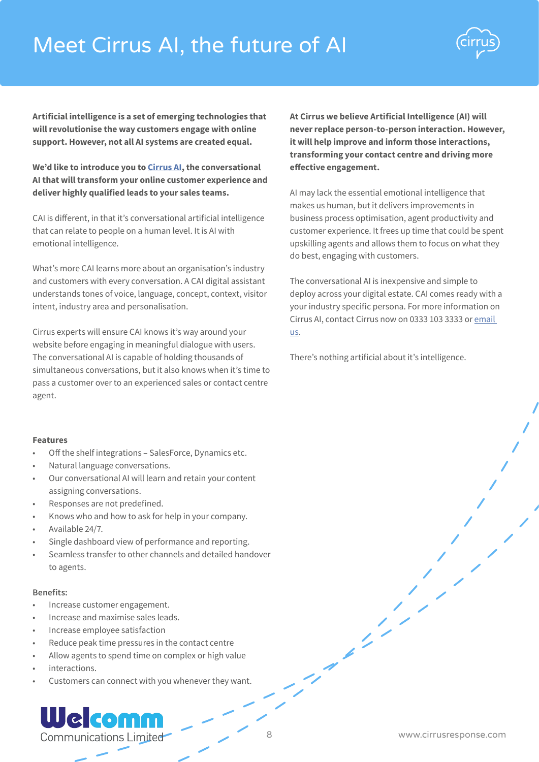# Meet Cirrus AI, the future of AI

**Artificial intelligence is a set of emerging technologies that will revolutionise the way customers engage with online support. However, not all AI systems are created equal.**

**We'd like to introduce you to Cirrus AI, the conversational AI that will transform your online customer experience and deliver highly qualified leads to your sales teams.**

CAI is different, in that it's conversational artificial intelligence that can relate to people on a human level. It is AI with emotional intelligence.

What's more CAI learns more about an organisation's industry and customers with every conversation. A CAI digital assistant understands tones of voice, language, concept, context, visitor intent, industry area and personalisation.

Cirrus experts will ensure CAI knows it's way around your website before engaging in meaningful dialogue with users. The conversational AI is capable of holding thousands of simultaneous conversations, but it also knows when it's time to pass a customer over to an experienced sales or contact centre agent.

**Features**

- Off the shelf integrations – SalesForce, Dynamics etc.
- Natural language conversations.
- Our conversational AI will learn and retain your content assigning conversations.
- Responses are not predefined.
- Knows who and how to ask for help in your company.
- Available 24/7.
- Single dashboard view of performance and reporting.
- Seamless transfer to other channels and detailed handover to agents.

**Benefits:**

- Increase customer engagement.
- Increase and maximise sales leads.
- Increase employee satisfaction
- Reduce peak time pressures in the contact centre
- Allow agents to spend time on complex or high value
- interactions.
- Customers can connect with you whenever they want.

**At Cirrus we believe Artificial Intelligence (AI) will never replace person-to-person interaction. However, it will help improve and inform those interactions, transforming your contact centre and driving more effective engagement.**

AI may lack the essential emotional intelligence that makes us human, but it delivers improvements in business process optimisation, agent productivity and customer experience. It frees up time that could be spent upskilling agents and allows them to focus on what they do best, engaging with customers.

The conversational AI is inexpensive and simple to deploy across your digital estate. CAI comes ready with a your industry specific persona. For more information on Cirrus AI, contact Cirrus now on 0333 103 3333 or email us.

There's nothing artificial about it's intelligence.

Welcomm Communications Limited

www.cirrusresponse.com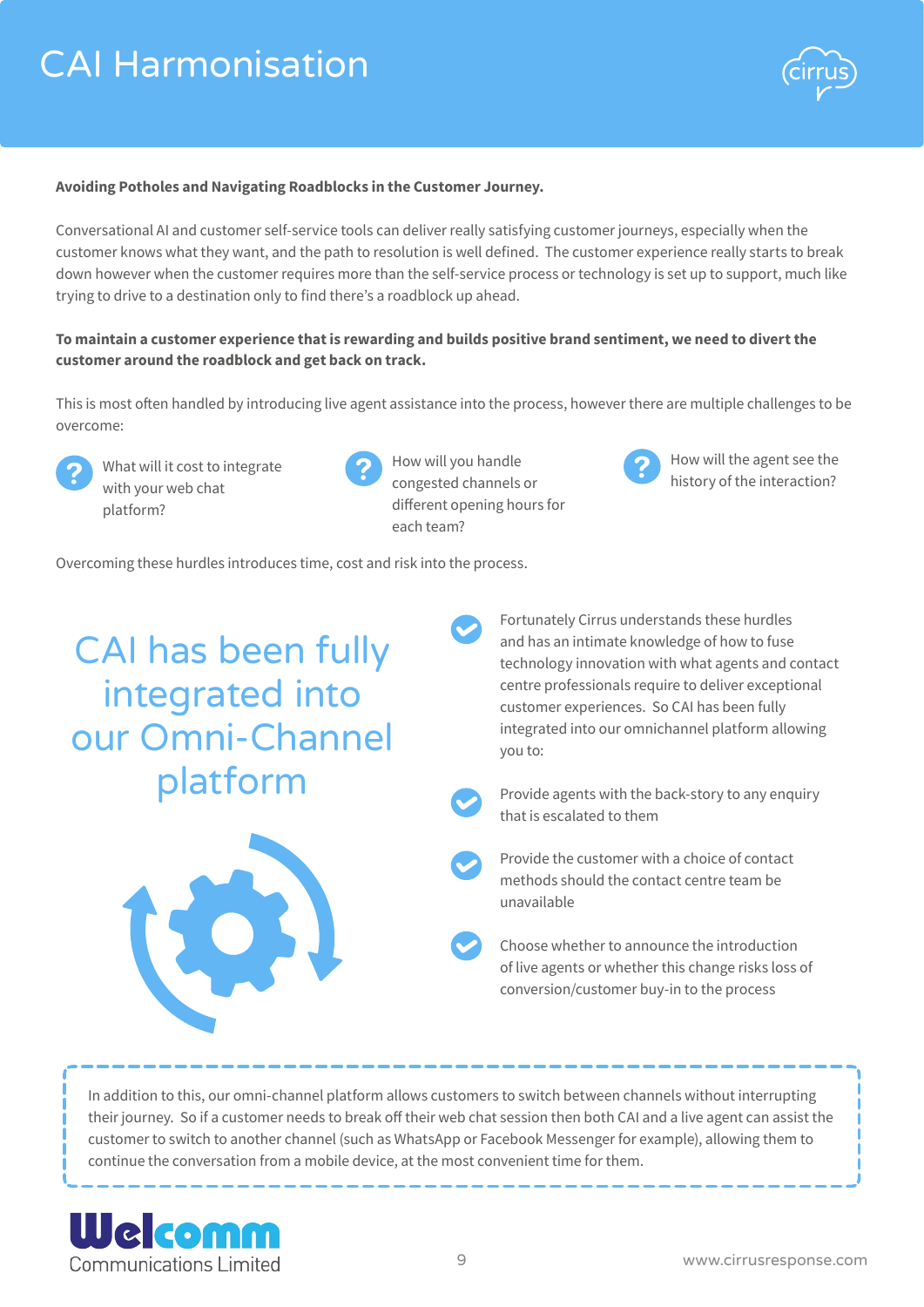# CAI Harmonisation

**Avoiding Potholes and Navigating Roadblocks in the Customer Journey.**

Conversational AI and customer self-service tools can deliver really satisfying customer journeys, especially when the customer knows what they want, and the path to resolution is well defined. The customer experience really starts to break down however when the customer requires more than the self-service process or technology is set up to support, much like trying to drive to a destination only to find there's a roadblock up ahead.

**To maintain a customer experience that is rewarding and builds positive brand sentiment, we need to divert the customer around the roadblock and get back on track.**

This is most often handled by introducing live agent assistance into the process, however there are multiple challenges to be overcome:

- What will it cost to integrate with your web chat platform?
- How will you handle congested channels or different opening hours for each team?
- How will the agent see the history of the interaction?

Overcoming these hurdles introduces time, cost and risk into the process.

## CAI has been fully integrated into our Omni-Channel platform

- Fortunately Cirrus understands these hurdles and has an intimate knowledge of how to fuse technology innovation with what agents and contact centre professionals require to deliver exceptional customer experiences. So CAI has been fully integrated into our omnichannel platform allowing you to:
- Provide agents with the back-story to any enquiry that is escalated to them
- Provide the customer with a choice of contact methods should the contact centre team be unavailable
- Choose whether to announce the introduction of live agents or whether this change risks loss of conversion/customer buy-in to the process

In addition to this, our omni-channel platform allows customers to switch between channels without interrupting their journey. So if a customer needs to break off their web chat session then both CAI and a live agent can assist the customer to switch to another channel (such as WhatsApp or Facebook Messenger for example), allowing them to continue the conversation from a mobile device, at the most convenient time for them.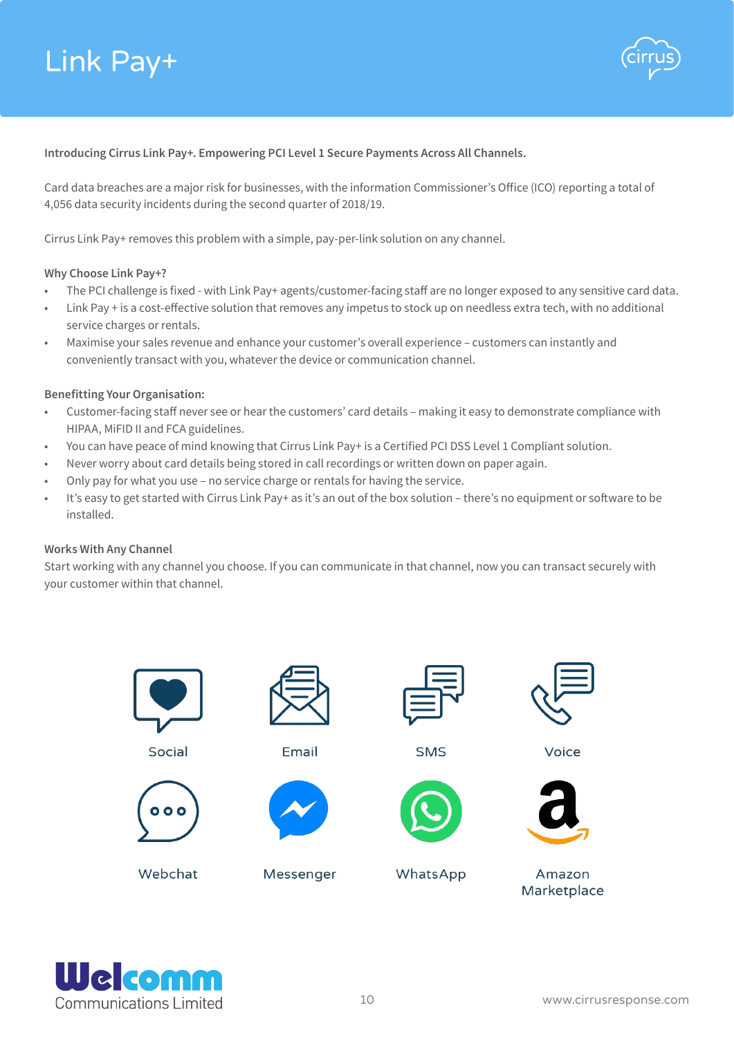# Link Pay+

**Introducing Cirrus Link Pay+. Empowering PCI Level 1 Secure Payments Across All Channels.**

Card data breaches are a major risk for businesses, with the information Commissioner's Office (ICO) reporting a total of 4,056 data security incidents during the second quarter of 2018/19.

Cirrus Link Pay+ removes this problem with a simple, pay-per-link solution on any channel.

**Why Choose Link Pay+?**

- The PCI challenge is fixed - with Link Pay+ agents/customer-facing staff are no longer exposed to any sensitive card data.
- Link Pay + is a cost-effective solution that removes any impetus to stock up on needless extra tech, with no additional service charges or rentals.
- Maximise your sales revenue and enhance your customer's overall experience – customers can instantly and conveniently transact with you, whatever the device or communication channel.

**Benefitting Your Organisation:**

- Customer-facing staff never see or hear the customers' card details – making it easy to demonstrate compliance with HIPAA, MiFID II and FCA guidelines.
- You can have peace of mind knowing that Cirrus Link Pay+ is a Certified PCI DSS Level 1 Compliant solution.
- Never worry about card details being stored in call recordings or written down on paper again.
- Only pay for what you use – no service charge or rentals for having the service.
- It's easy to get started with Cirrus Link Pay+ as it's an out of the box solution – there's no equipment or software to be installed.

**Works With Any Channel**

Start working with any channel you choose. If you can communicate in that channel, now you can transact securely with your customer within that channel.

Social | Email | SMS | Voice

Webchat | Messenger | WhatsApp | Amazon Marketplace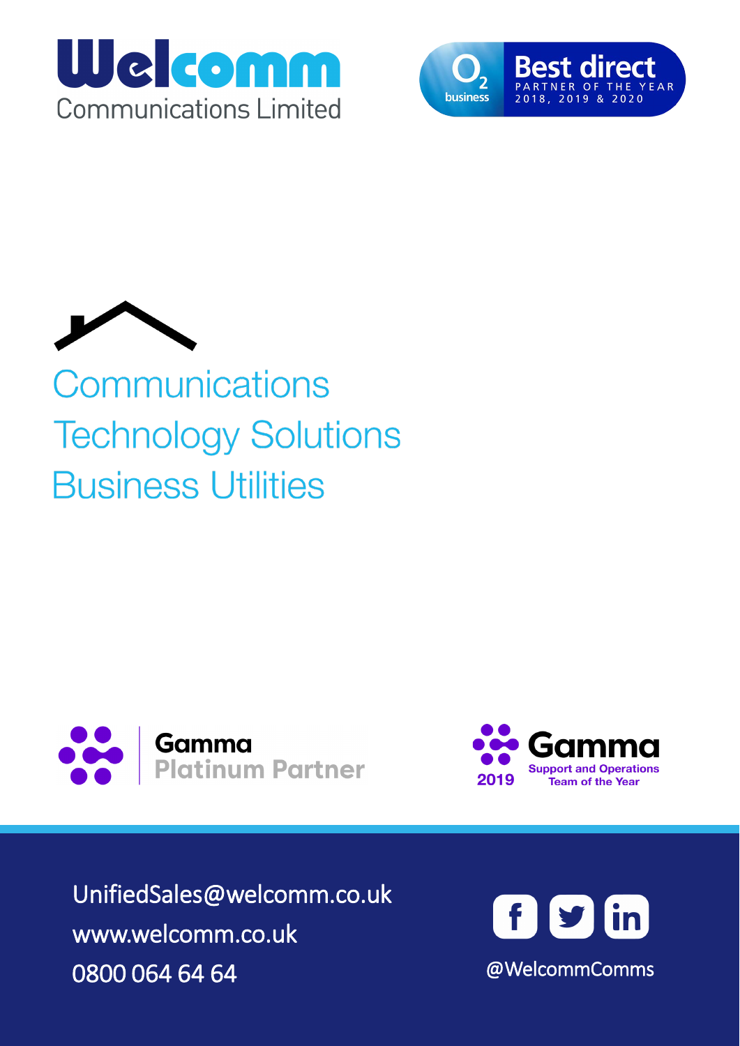Welcomm

Communications Limited

O2 business Best direct PARTNER OF THE YEAR 2018, 2019 & 2020

Communications

Technology Solutions

Business Utilities

Gamma Platinum Partner

Gamma 2019 Support and Operations Team of the Year

UnifiedSales@welcomm.co.uk

www.welcomm.co.uk

0800 064 64 64

@WelcommComms